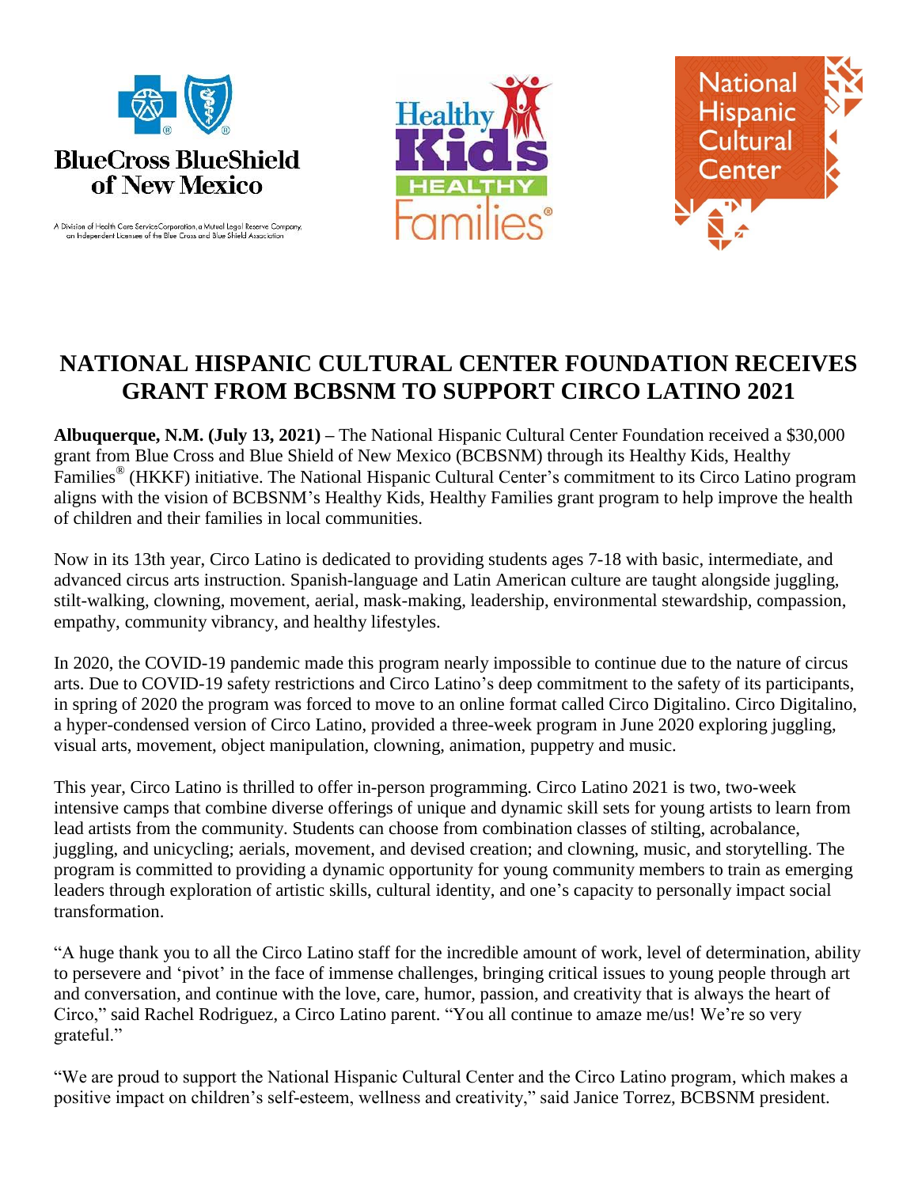BlueCross BlueShield of New Mexico

A Division of Health Care Service Corporation, a Mutual Legal Reserve Company, an Independent Licensee of the Blue Cross and Blue Shield Association

Healthy Kids HEALTHY Families®

National Hispanic Cultural Center

# NATIONAL HISPANIC CULTURAL CENTER FOUNDATION RECEIVES GRANT FROM BCBSNM TO SUPPORT CIRCO LATINO 2021

**Albuquerque, N.M. (July 13, 2021) –** The National Hispanic Cultural Center Foundation received a $30,000 grant from Blue Cross and Blue Shield of New Mexico (BCBSNM) through its Healthy Kids, Healthy Families® (HKKF) initiative. The National Hispanic Cultural Center's commitment to its Circo Latino program aligns with the vision of BCBSNM's Healthy Kids, Healthy Families grant program to help improve the health of children and their families in local communities.

Now in its 13th year, Circo Latino is dedicated to providing students ages 7-18 with basic, intermediate, and advanced circus arts instruction. Spanish-language and Latin American culture are taught alongside juggling, stilt-walking, clowning, movement, aerial, mask-making, leadership, environmental stewardship, compassion, empathy, community vibrancy, and healthy lifestyles.

In 2020, the COVID-19 pandemic made this program nearly impossible to continue due to the nature of circus arts. Due to COVID-19 safety restrictions and Circo Latino's deep commitment to the safety of its participants, in spring of 2020 the program was forced to move to an online format called Circo Digitalino. Circo Digitalino, a hyper-condensed version of Circo Latino, provided a three-week program in June 2020 exploring juggling, visual arts, movement, object manipulation, clowning, animation, puppetry and music.

This year, Circo Latino is thrilled to offer in-person programming. Circo Latino 2021 is two, two-week intensive camps that combine diverse offerings of unique and dynamic skill sets for young artists to learn from lead artists from the community. Students can choose from combination classes of stilting, acrobalance, juggling, and unicycling; aerials, movement, and devised creation; and clowning, music, and storytelling. The program is committed to providing a dynamic opportunity for young community members to train as emerging leaders through exploration of artistic skills, cultural identity, and one's capacity to personally impact social transformation.

"A huge thank you to all the Circo Latino staff for the incredible amount of work, level of determination, ability to persevere and 'pivot' in the face of immense challenges, bringing critical issues to young people through art and conversation, and continue with the love, care, humor, passion, and creativity that is always the heart of Circo," said Rachel Rodriguez, a Circo Latino parent. "You all continue to amaze me/us! We're so very grateful."

"We are proud to support the National Hispanic Cultural Center and the Circo Latino program, which makes a positive impact on children's self-esteem, wellness and creativity," said Janice Torrez, BCBSNM president.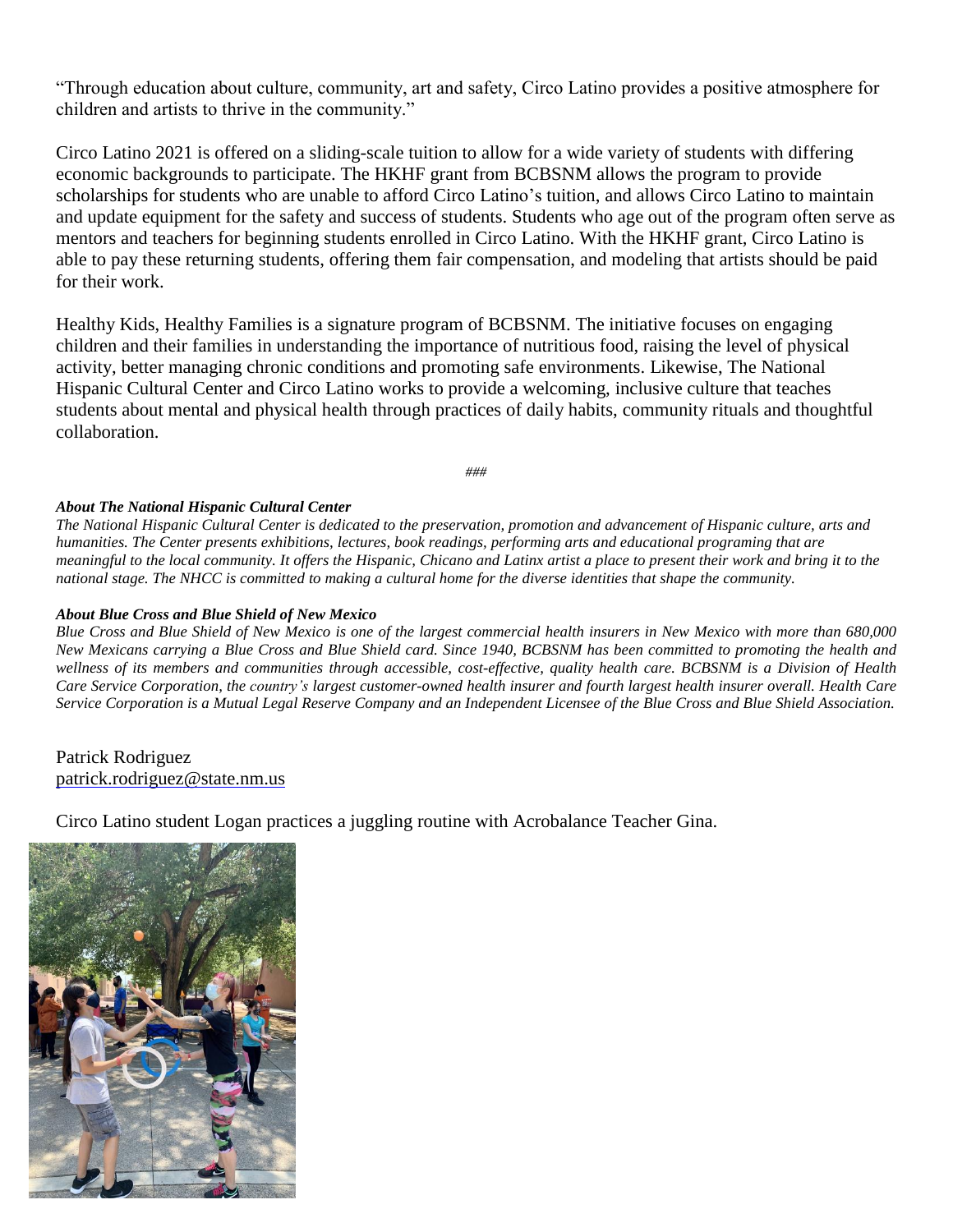"Through education about culture, community, art and safety, Circo Latino provides a positive atmosphere for children and artists to thrive in the community."

Circo Latino 2021 is offered on a sliding-scale tuition to allow for a wide variety of students with differing economic backgrounds to participate. The HKHF grant from BCBSNM allows the program to provide scholarships for students who are unable to afford Circo Latino's tuition, and allows Circo Latino to maintain and update equipment for the safety and success of students. Students who age out of the program often serve as mentors and teachers for beginning students enrolled in Circo Latino. With the HKHF grant, Circo Latino is able to pay these returning students, offering them fair compensation, and modeling that artists should be paid for their work.

Healthy Kids, Healthy Families is a signature program of BCBSNM. The initiative focuses on engaging children and their families in understanding the importance of nutritious food, raising the level of physical activity, better managing chronic conditions and promoting safe environments. Likewise, The National Hispanic Cultural Center and Circo Latino works to provide a welcoming, inclusive culture that teaches students about mental and physical health through practices of daily habits, community rituals and thoughtful collaboration.

###

***About The National Hispanic Cultural Center***

*The National Hispanic Cultural Center is dedicated to the preservation, promotion and advancement of Hispanic culture, arts and humanities. The Center presents exhibitions, lectures, book readings, performing arts and educational programing that are meaningful to the local community. It offers the Hispanic, Chicano and Latinx artist a place to present their work and bring it to the national stage. The NHCC is committed to making a cultural home for the diverse identities that shape the community.*

***About Blue Cross and Blue Shield of New Mexico***

*Blue Cross and Blue Shield of New Mexico is one of the largest commercial health insurers in New Mexico with more than 680,000 New Mexicans carrying a Blue Cross and Blue Shield card. Since 1940, BCBSNM has been committed to promoting the health and wellness of its members and communities through accessible, cost-effective, quality health care. BCBSNM is a Division of Health Care Service Corporation, the country's largest customer-owned health insurer and fourth largest health insurer overall. Health Care Service Corporation is a Mutual Legal Reserve Company and an Independent Licensee of the Blue Cross and Blue Shield Association.*

Patrick Rodriguez
patrick.rodriguez@state.nm.us

Circo Latino student Logan practices a juggling routine with Acrobalance Teacher Gina.